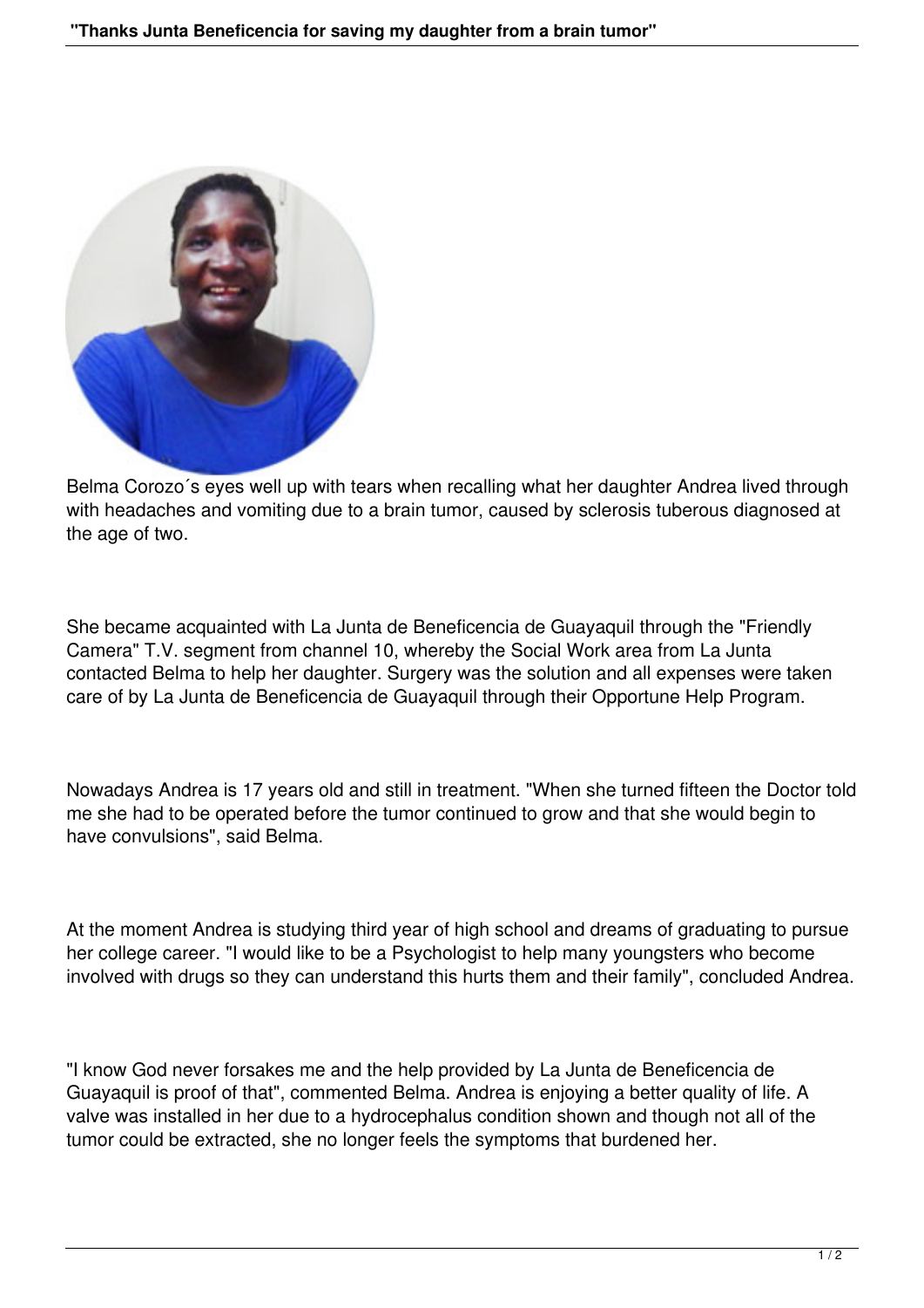Belma Corozo´s eyes well up with tears when recalling what her daughter Andrea lived through with headaches and vomiting due to a brain tumor, caused by sclerosis tuberous diagnosed at the age of two.

She became acquainted with La Junta de Beneficencia de Guayaquil through the "Friendly Camera" T.V. segment from channel 10, whereby the Social Work area from La Junta contacted Belma to help her daughter. Surgery was the solution and all expenses were taken care of by La Junta de Beneficencia de Guayaquil through their Opportune Help Program.

Nowadays Andrea is 17 years old and still in treatment. "When she turned fifteen the Doctor told me she had to be operated before the tumor continued to grow and that she would begin to have convulsions", said Belma.

At the moment Andrea is studying third year of high school and dreams of graduating to pursue her college career. "I would like to be a Psychologist to help many youngsters who become involved with drugs so they can understand this hurts them and their family", concluded Andrea.

"I know God never forsakes me and the help provided by La Junta de Beneficencia de Guayaquil is proof of that", commented Belma. Andrea is enjoying a better quality of life. A valve was installed in her due to a hydrocephalus condition shown and though not all of the tumor could be extracted, she no longer feels the symptoms that burdened her.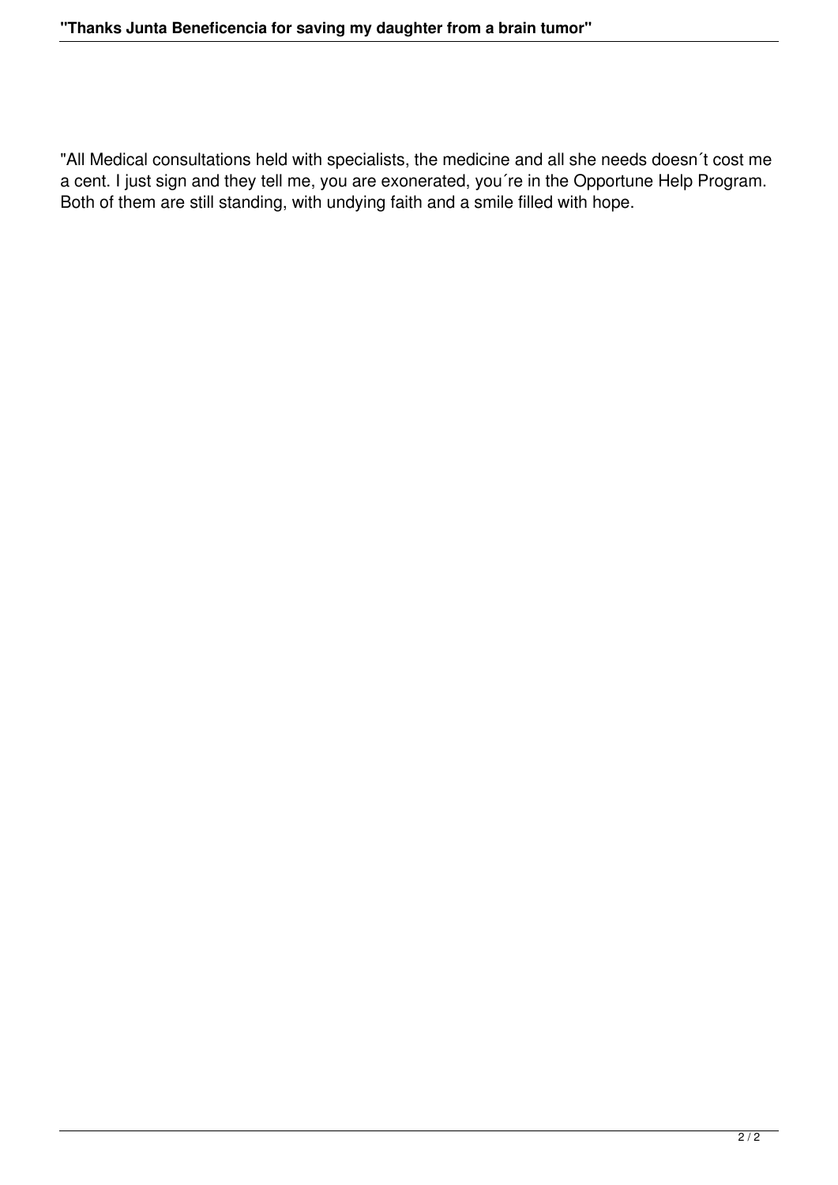"All Medical consultations held with specialists, the medicine and all she needs doesn´t cost me a cent. I just sign and they tell me, you are exonerated, you´re in the Opportune Help Program. Both of them are still standing, with undying faith and a smile filled with hope.